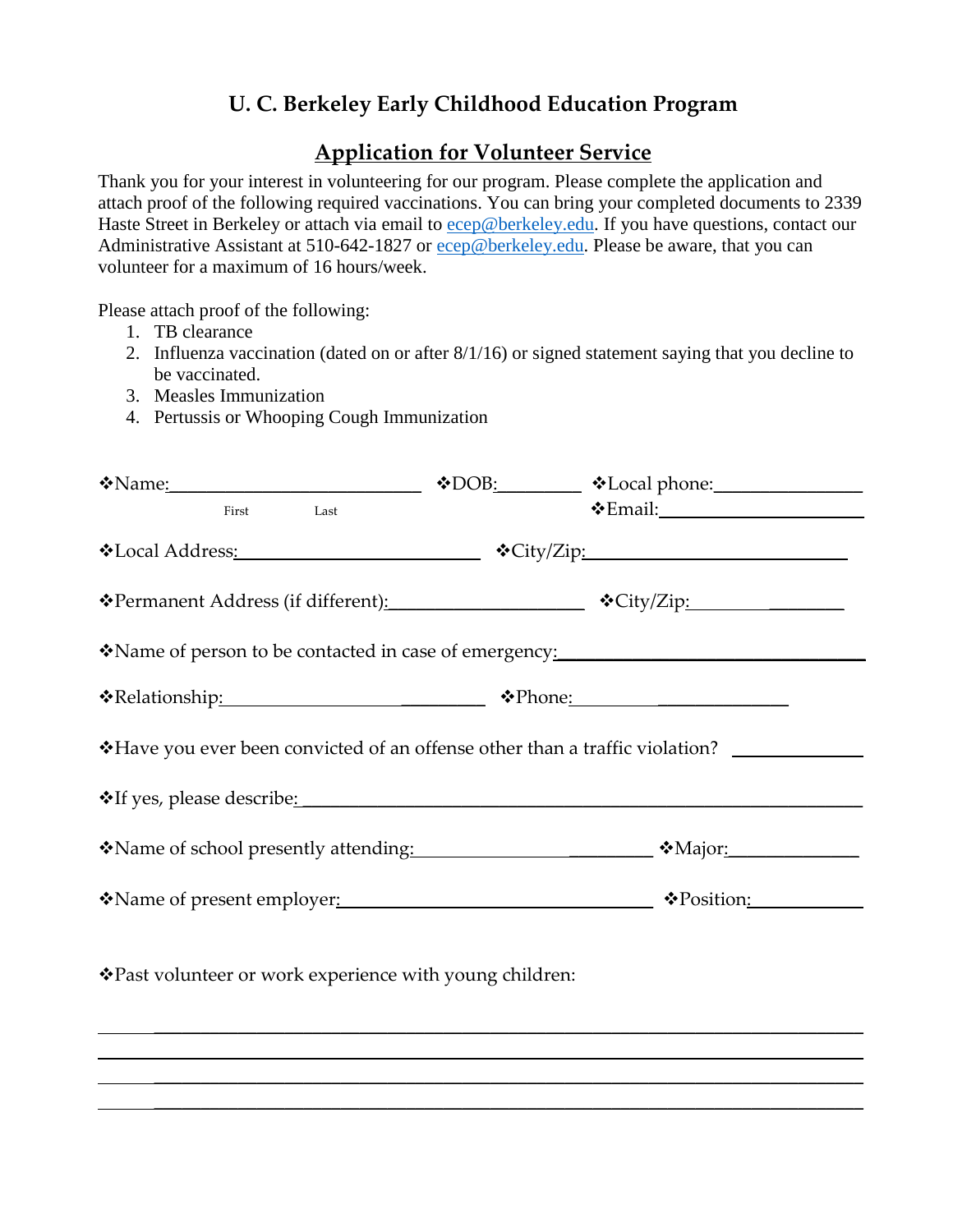# U. C. Berkeley Early Childhood Education Program

## Application for Volunteer Service

Thank you for your interest in volunteering for our program. Please complete the application and attach proof of the following required vaccinations. You can bring your completed documents to 2339 Haste Street in Berkeley or attach via email to ecep@berkeley.edu. If you have questions, contact our Administrative Assistant at 510-642-1827 or ecep@berkeley.edu. Please be aware, that you can volunteer for a maximum of 16 hours/week.

Please attach proof of the following:

1. TB clearance
2. Influenza vaccination (dated on or after 8/1/16) or signed statement saying that you decline to be vaccinated.
3. Measles Immunization
4. Pertussis or Whooping Cough Immunization

❖Name:___________________________ ❖DOB:_________ ❖Local phone:________________
First Last ❖Email:_____________________

❖Local Address:__________________________ ❖City/Zip:____________________________

❖Permanent Address (if different):_____________________ ❖City/Zip:_________________

❖Name of person to be contacted in case of emergency:_________________________________

❖Relationship:____________________________ ❖Phone:_______________________

❖Have you ever been convicted of an offense other than a traffic violation? ______________

❖If yes, please describe:_____________________________________________________________

❖Name of school presently attending:___________________________ ❖Major:______________

❖Name of present employer:__________________________________ ❖Position:____________

❖Past volunteer or work experience with young children:

_____________________________________________________________________________

_____________________________________________________________________________

_____________________________________________________________________________

_____________________________________________________________________________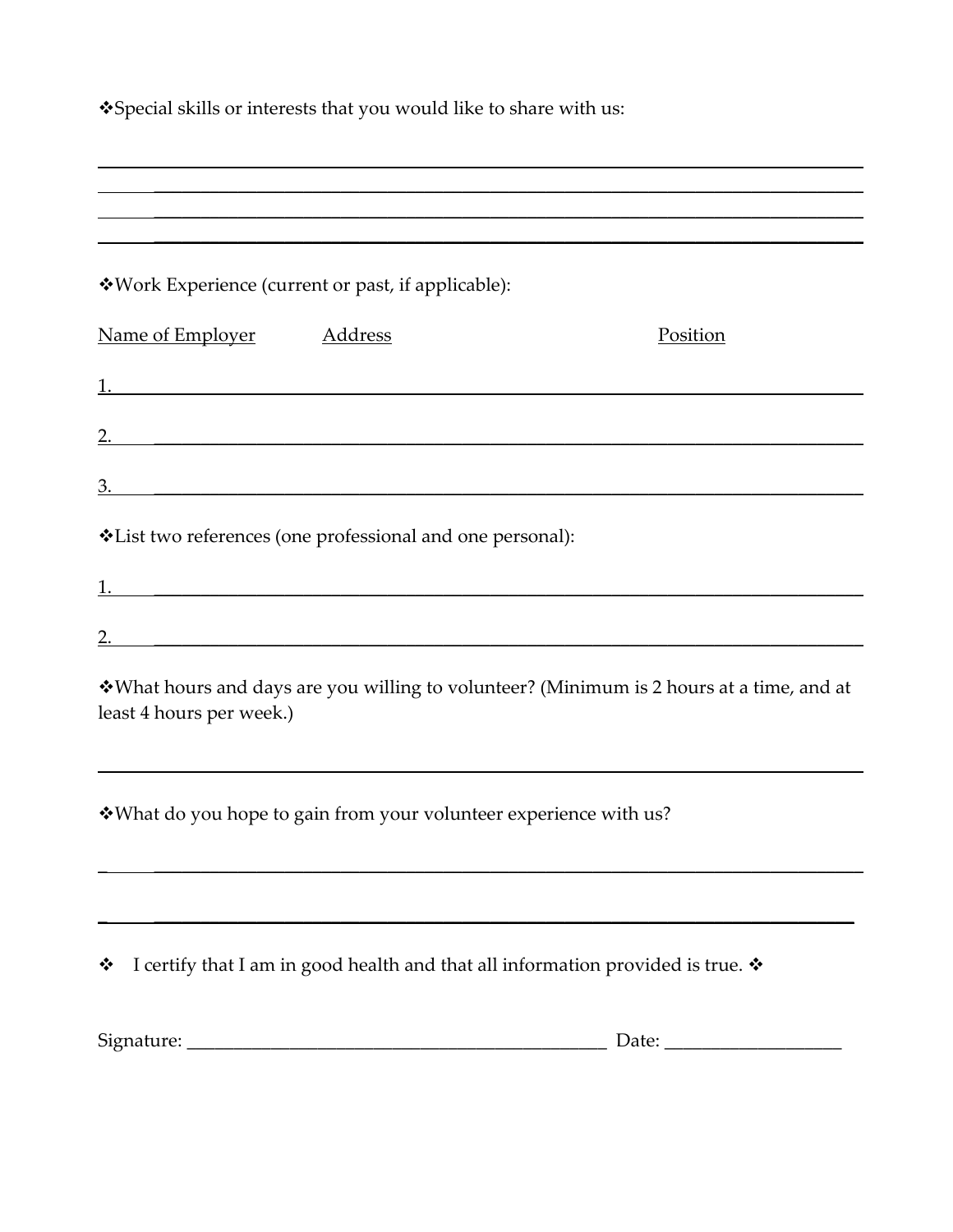❖Special skills or interests that you would like to share with us:

\_\_\_\_\_\_\_\_\_\_\_\_\_\_\_\_\_\_\_\_\_\_\_\_\_\_\_\_\_\_\_\_\_\_\_\_\_\_\_\_\_\_\_\_\_\_\_\_\_\_\_\_\_\_\_\_\_\_\_\_\_\_\_\_\_\_\_\_\_\_\_\_\_\_\_\_

\_\_\_\_\_\_\_\_\_\_\_\_\_\_\_\_\_\_\_\_\_\_\_\_\_\_\_\_\_\_\_\_\_\_\_\_\_\_\_\_\_\_\_\_\_\_\_\_\_\_\_\_\_\_\_\_\_\_\_\_\_\_\_\_\_\_\_\_\_\_\_\_\_\_\_\_

\_\_\_\_\_\_\_\_\_\_\_\_\_\_\_\_\_\_\_\_\_\_\_\_\_\_\_\_\_\_\_\_\_\_\_\_\_\_\_\_\_\_\_\_\_\_\_\_\_\_\_\_\_\_\_\_\_\_\_\_\_\_\_\_\_\_\_\_\_\_\_\_\_\_\_\_

\_\_\_\_\_\_\_\_\_\_\_\_\_\_\_\_\_\_\_\_\_\_\_\_\_\_\_\_\_\_\_\_\_\_\_\_\_\_\_\_\_\_\_\_\_\_\_\_\_\_\_\_\_\_\_\_\_\_\_\_\_\_\_\_\_\_\_\_\_\_\_\_\_\_\_\_

❖Work Experience (current or past, if applicable):

| Name of Employer | Address | Position |
| --- | --- | --- |
| 1. | | |
| 2. | | |
| 3. | | |

❖List two references (one professional and one personal):

1. \_\_\_\_\_\_\_\_\_\_\_\_\_\_\_\_\_\_\_\_\_\_\_\_\_\_\_\_\_\_\_\_\_\_\_\_\_\_\_\_\_\_\_\_\_\_\_\_\_\_\_\_\_\_\_\_\_\_\_\_\_\_\_\_\_\_\_\_\_\_\_\_

2. \_\_\_\_\_\_\_\_\_\_\_\_\_\_\_\_\_\_\_\_\_\_\_\_\_\_\_\_\_\_\_\_\_\_\_\_\_\_\_\_\_\_\_\_\_\_\_\_\_\_\_\_\_\_\_\_\_\_\_\_\_\_\_\_\_\_\_\_\_\_\_\_

❖What hours and days are you willing to volunteer? (Minimum is 2 hours at a time, and at least 4 hours per week.)

\_\_\_\_\_\_\_\_\_\_\_\_\_\_\_\_\_\_\_\_\_\_\_\_\_\_\_\_\_\_\_\_\_\_\_\_\_\_\_\_\_\_\_\_\_\_\_\_\_\_\_\_\_\_\_\_\_\_\_\_\_\_\_\_\_\_\_\_\_\_\_\_\_\_\_\_

❖What do you hope to gain from your volunteer experience with us?

\_\_\_\_\_\_\_\_\_\_\_\_\_\_\_\_\_\_\_\_\_\_\_\_\_\_\_\_\_\_\_\_\_\_\_\_\_\_\_\_\_\_\_\_\_\_\_\_\_\_\_\_\_\_\_\_\_\_\_\_\_\_\_\_\_\_\_\_\_\_\_\_\_\_\_\_

\_\_\_\_\_\_\_\_\_\_\_\_\_\_\_\_\_\_\_\_\_\_\_\_\_\_\_\_\_\_\_\_\_\_\_\_\_\_\_\_\_\_\_\_\_\_\_\_\_\_\_\_\_\_\_\_\_\_\_\_\_\_\_\_\_\_\_\_\_\_\_\_\_\_\_\_

❖ I certify that I am in good health and that all information provided is true. ❖

Signature: \_\_\_\_\_\_\_\_\_\_\_\_\_\_\_\_\_\_\_\_\_\_\_\_\_\_\_\_\_\_\_\_\_\_\_\_\_\_\_\_\_\_\_\_\_ Date: \_\_\_\_\_\_\_\_\_\_\_\_\_\_\_\_\_\_\_